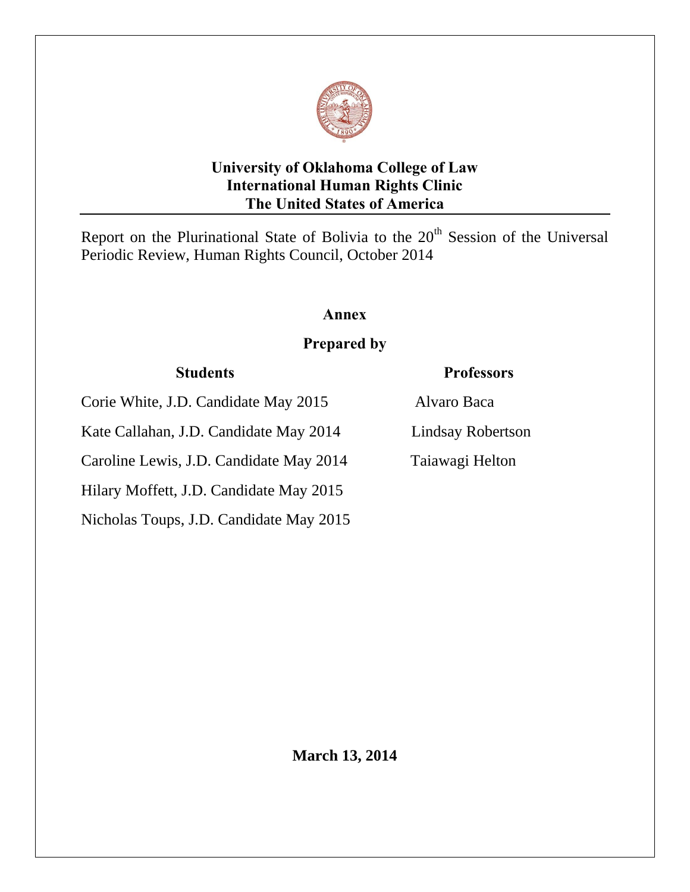**University of Oklahoma College of Law**
**International Human Rights Clinic**
**The United States of America**

Report on the Plurinational State of Bolivia to the 20th Session of the Universal Periodic Review, Human Rights Council, October 2014

**Annex**

**Prepared by**

| Students | Professors |
| --- | --- |
| Corie White, J.D. Candidate May 2015 | Alvaro Baca |
| Kate Callahan, J.D. Candidate May 2014 | Lindsay Robertson |
| Caroline Lewis, J.D. Candidate May 2014 | Taiawagi Helton |
| Hilary Moffett, J.D. Candidate May 2015 | |
| Nicholas Toups, J.D. Candidate May 2015 | |

**March 13, 2014**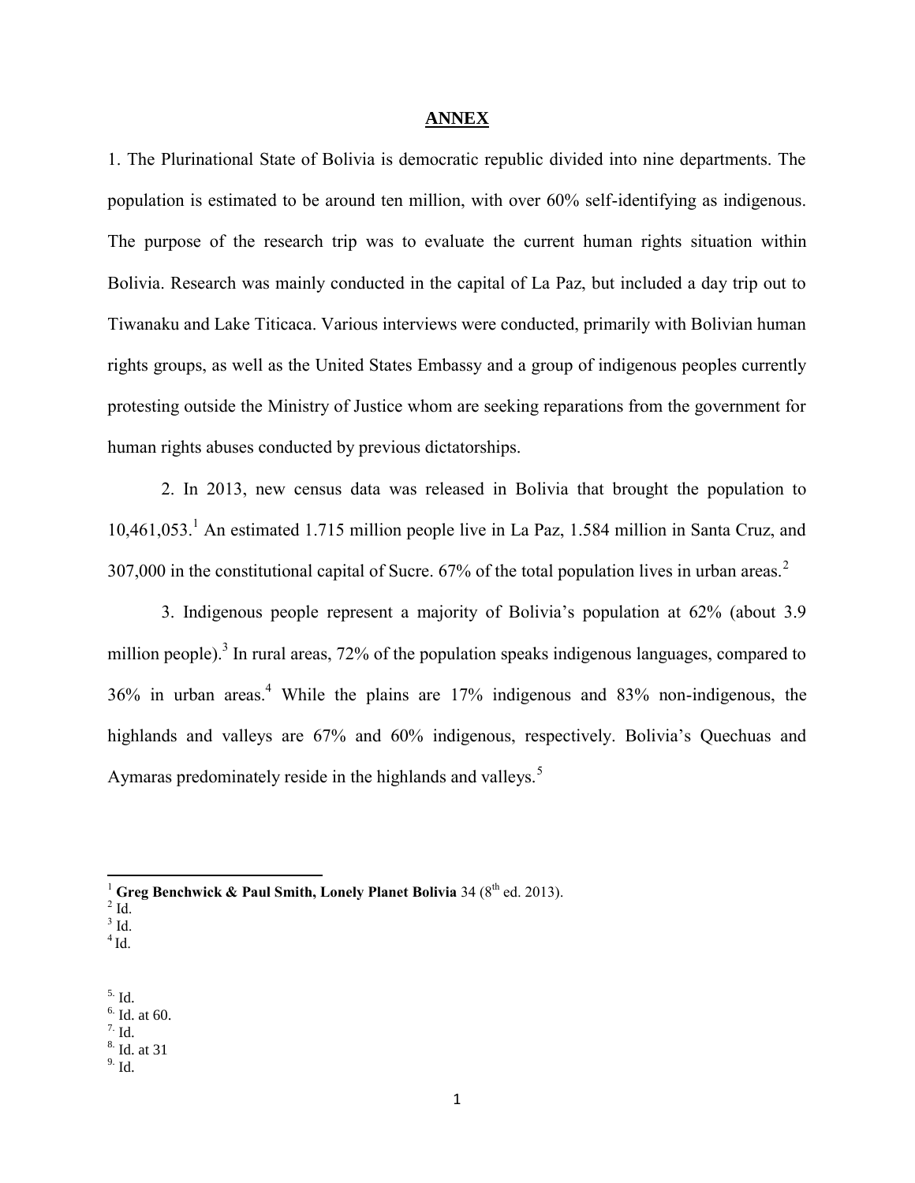## ANNEX

1. The Plurinational State of Bolivia is democratic republic divided into nine departments. The population is estimated to be around ten million, with over 60% self-identifying as indigenous. The purpose of the research trip was to evaluate the current human rights situation within Bolivia. Research was mainly conducted in the capital of La Paz, but included a day trip out to Tiwanaku and Lake Titicaca. Various interviews were conducted, primarily with Bolivian human rights groups, as well as the United States Embassy and a group of indigenous peoples currently protesting outside the Ministry of Justice whom are seeking reparations from the government for human rights abuses conducted by previous dictatorships.

2. In 2013, new census data was released in Bolivia that brought the population to 10,461,053.[1] An estimated 1.715 million people live in La Paz, 1.584 million in Santa Cruz, and 307,000 in the constitutional capital of Sucre. 67% of the total population lives in urban areas.[2]

3. Indigenous people represent a majority of Bolivia's population at 62% (about 3.9 million people).[3] In rural areas, 72% of the population speaks indigenous languages, compared to 36% in urban areas.[4] While the plains are 17% indigenous and 83% non-indigenous, the highlands and valleys are 67% and 60% indigenous, respectively. Bolivia's Quechuas and Aymaras predominately reside in the highlands and valleys.[5]

---

[1] **Greg Benchwick & Paul Smith, Lonely Planet Bolivia** 34 (8th ed. 2013).
[2] Id.
[3] Id.
[4] Id.

[5] Id.
[6] Id. at 60.
[7] Id.
[8] Id. at 31
[9] Id.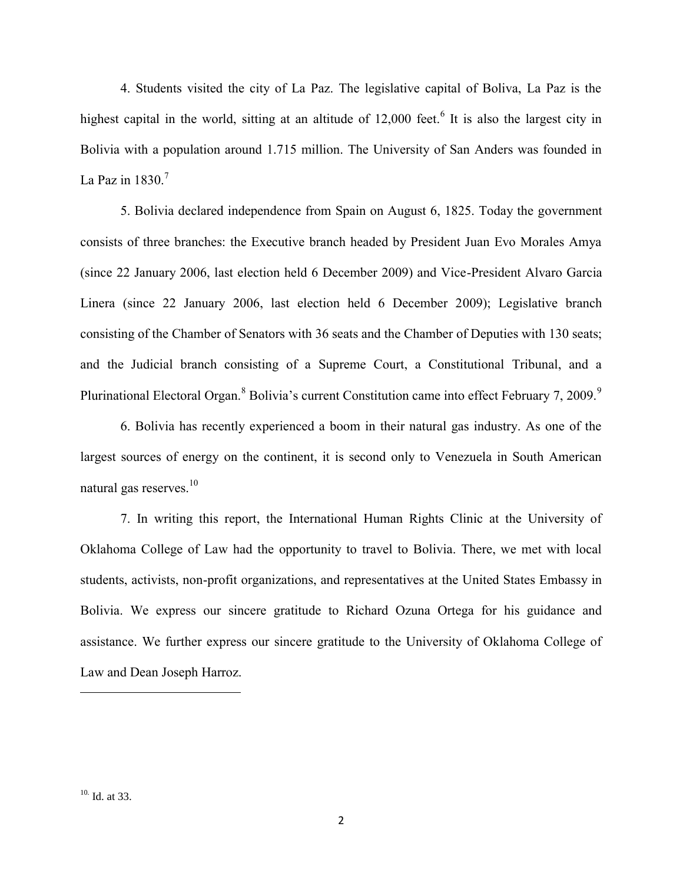4. Students visited the city of La Paz. The legislative capital of Boliva, La Paz is the highest capital in the world, sitting at an altitude of 12,000 feet.[6] It is also the largest city in Bolivia with a population around 1.715 million. The University of San Anders was founded in La Paz in 1830.[7]

5. Bolivia declared independence from Spain on August 6, 1825. Today the government consists of three branches: the Executive branch headed by President Juan Evo Morales Amya (since 22 January 2006, last election held 6 December 2009) and Vice-President Alvaro Garcia Linera (since 22 January 2006, last election held 6 December 2009); Legislative branch consisting of the Chamber of Senators with 36 seats and the Chamber of Deputies with 130 seats; and the Judicial branch consisting of a Supreme Court, a Constitutional Tribunal, and a Plurinational Electoral Organ.[8] Bolivia's current Constitution came into effect February 7, 2009.[9]

6. Bolivia has recently experienced a boom in their natural gas industry. As one of the largest sources of energy on the continent, it is second only to Venezuela in South American natural gas reserves.[10]

7. In writing this report, the International Human Rights Clinic at the University of Oklahoma College of Law had the opportunity to travel to Bolivia. There, we met with local students, activists, non-profit organizations, and representatives at the United States Embassy in Bolivia. We express our sincere gratitude to Richard Ozuna Ortega for his guidance and assistance. We further express our sincere gratitude to the University of Oklahoma College of Law and Dean Joseph Harroz.

---

[10] Id. at 33.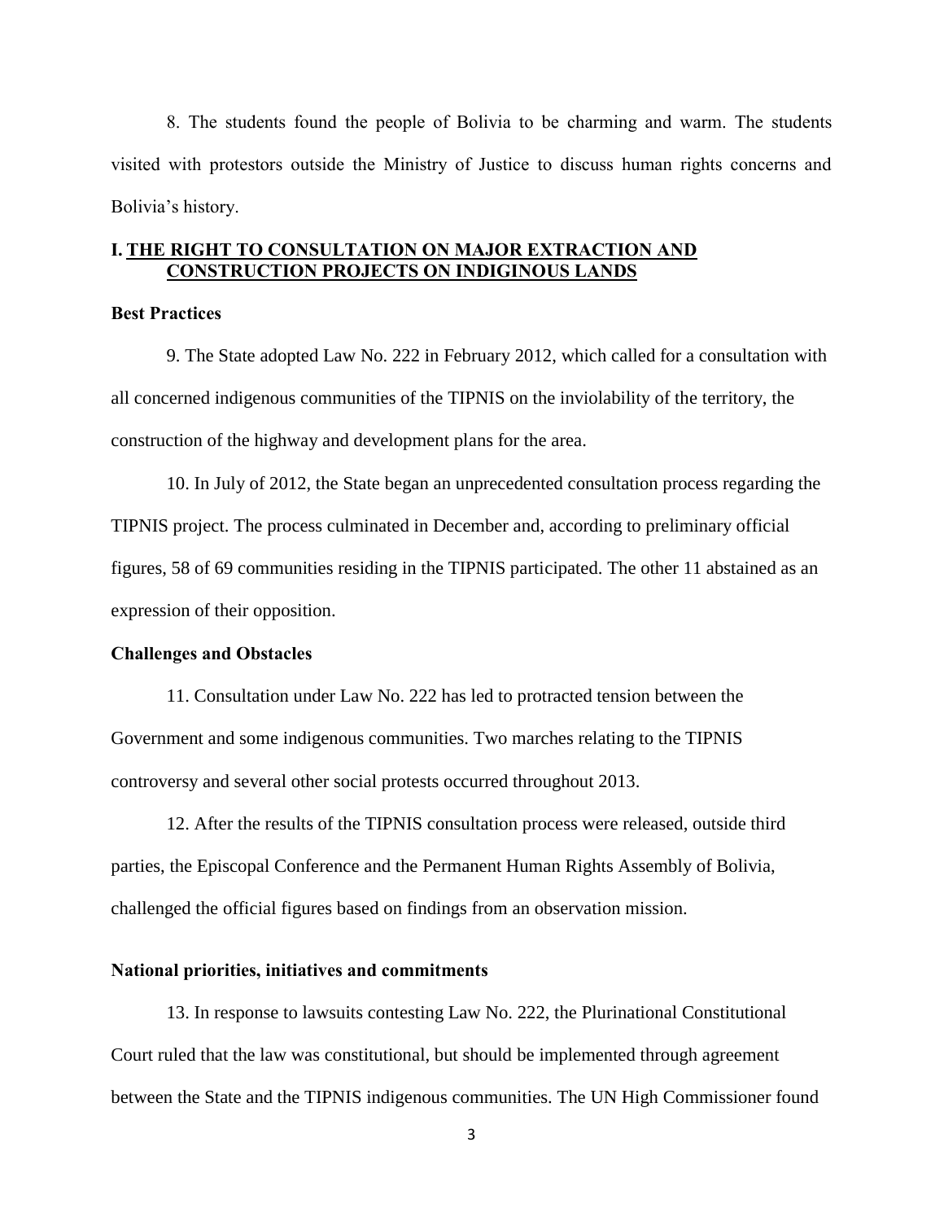8. The students found the people of Bolivia to be charming and warm. The students visited with protestors outside the Ministry of Justice to discuss human rights concerns and Bolivia's history.

## I. THE RIGHT TO CONSULTATION ON MAJOR EXTRACTION AND CONSTRUCTION PROJECTS ON INDIGINOUS LANDS

**Best Practices**

9. The State adopted Law No. 222 in February 2012, which called for a consultation with all concerned indigenous communities of the TIPNIS on the inviolability of the territory, the construction of the highway and development plans for the area.

10. In July of 2012, the State began an unprecedented consultation process regarding the TIPNIS project. The process culminated in December and, according to preliminary official figures, 58 of 69 communities residing in the TIPNIS participated. The other 11 abstained as an expression of their opposition.

**Challenges and Obstacles**

11. Consultation under Law No. 222 has led to protracted tension between the Government and some indigenous communities. Two marches relating to the TIPNIS controversy and several other social protests occurred throughout 2013.

12. After the results of the TIPNIS consultation process were released, outside third parties, the Episcopal Conference and the Permanent Human Rights Assembly of Bolivia, challenged the official figures based on findings from an observation mission.

**National priorities, initiatives and commitments**

13. In response to lawsuits contesting Law No. 222, the Plurinational Constitutional Court ruled that the law was constitutional, but should be implemented through agreement between the State and the TIPNIS indigenous communities. The UN High Commissioner found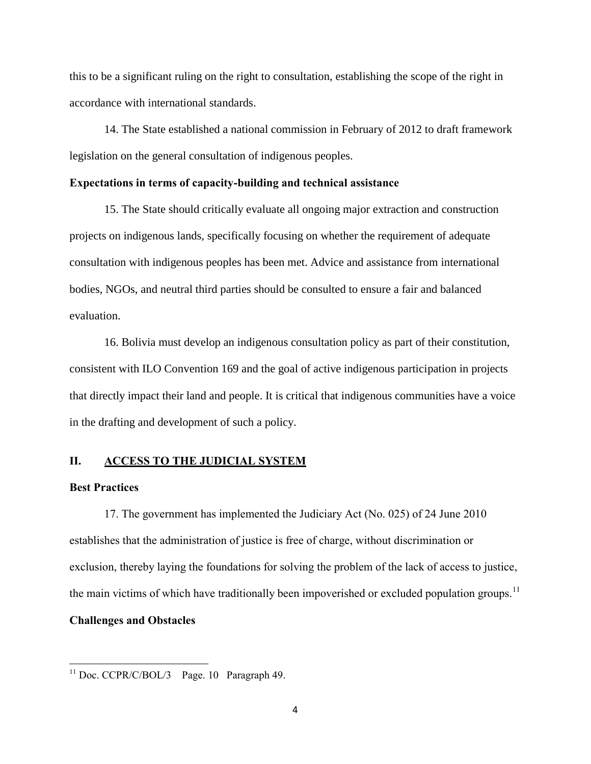this to be a significant ruling on the right to consultation, establishing the scope of the right in accordance with international standards.

14. The State established a national commission in February of 2012 to draft framework legislation on the general consultation of indigenous peoples.

**Expectations in terms of capacity-building and technical assistance**

15. The State should critically evaluate all ongoing major extraction and construction projects on indigenous lands, specifically focusing on whether the requirement of adequate consultation with indigenous peoples has been met. Advice and assistance from international bodies, NGOs, and neutral third parties should be consulted to ensure a fair and balanced evaluation.

16. Bolivia must develop an indigenous consultation policy as part of their constitution, consistent with ILO Convention 169 and the goal of active indigenous participation in projects that directly impact their land and people. It is critical that indigenous communities have a voice in the drafting and development of such a policy.

## II. <u>ACCESS TO THE JUDICIAL SYSTEM</u>

**Best Practices**

17. The government has implemented the Judiciary Act (No. 025) of 24 June 2010 establishes that the administration of justice is free of charge, without discrimination or exclusion, thereby laying the foundations for solving the problem of the lack of access to justice, the main victims of which have traditionally been impoverished or excluded population groups.[11]

**Challenges and Obstacles**

---

[11] Doc. CCPR/C/BOL/3 Page. 10 Paragraph 49.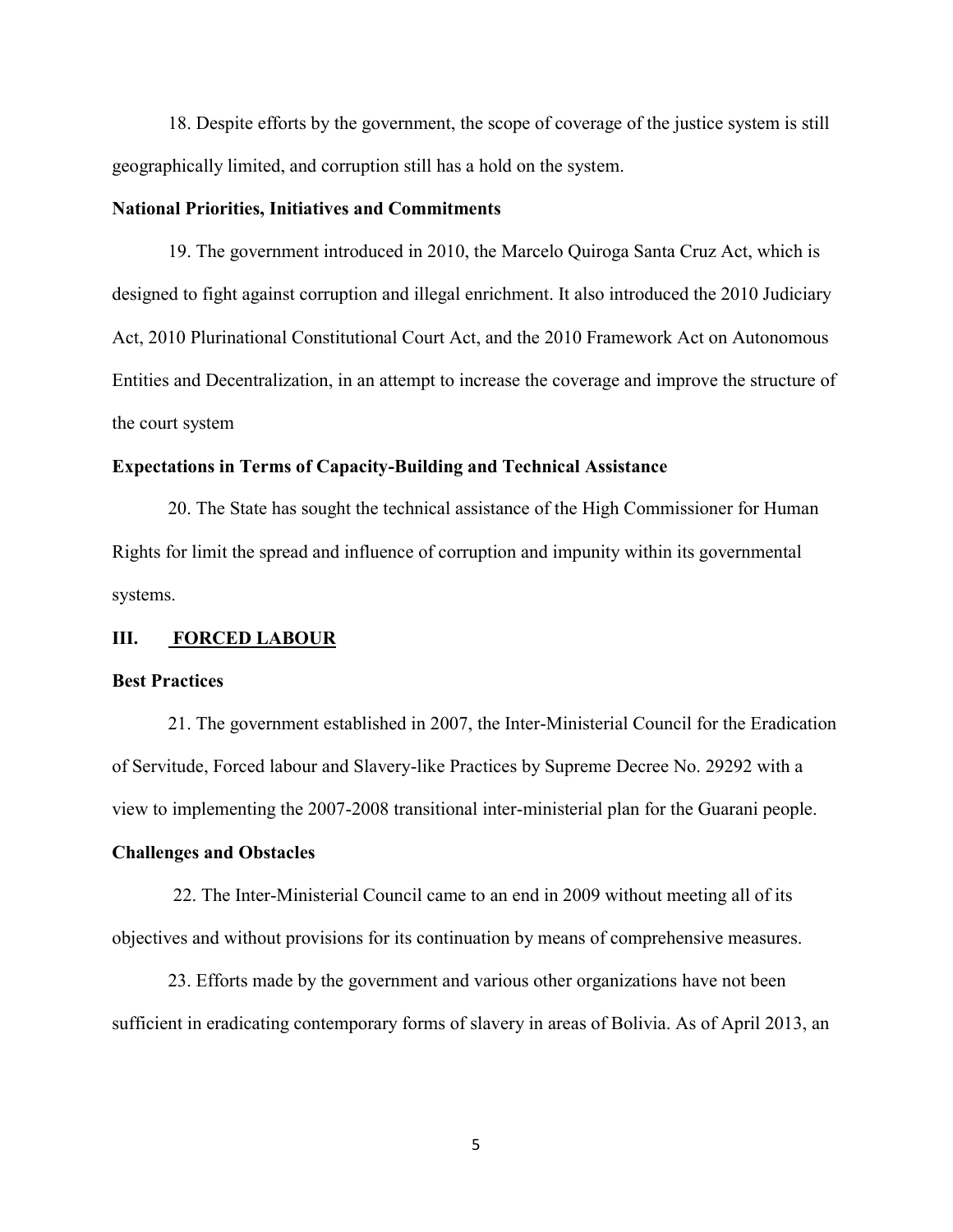18. Despite efforts by the government, the scope of coverage of the justice system is still geographically limited, and corruption still has a hold on the system.

**National Priorities, Initiatives and Commitments**

19. The government introduced in 2010, the Marcelo Quiroga Santa Cruz Act, which is designed to fight against corruption and illegal enrichment. It also introduced the 2010 Judiciary Act, 2010 Plurinational Constitutional Court Act, and the 2010 Framework Act on Autonomous Entities and Decentralization, in an attempt to increase the coverage and improve the structure of the court system

**Expectations in Terms of Capacity-Building and Technical Assistance**

20. The State has sought the technical assistance of the High Commissioner for Human Rights for limit the spread and influence of corruption and impunity within its governmental systems.

## III. FORCED LABOUR

**Best Practices**

21. The government established in 2007, the Inter-Ministerial Council for the Eradication of Servitude, Forced labour and Slavery-like Practices by Supreme Decree No. 29292 with a view to implementing the 2007-2008 transitional inter-ministerial plan for the Guarani people.

**Challenges and Obstacles**

22. The Inter-Ministerial Council came to an end in 2009 without meeting all of its objectives and without provisions for its continuation by means of comprehensive measures.

23. Efforts made by the government and various other organizations have not been sufficient in eradicating contemporary forms of slavery in areas of Bolivia. As of April 2013, an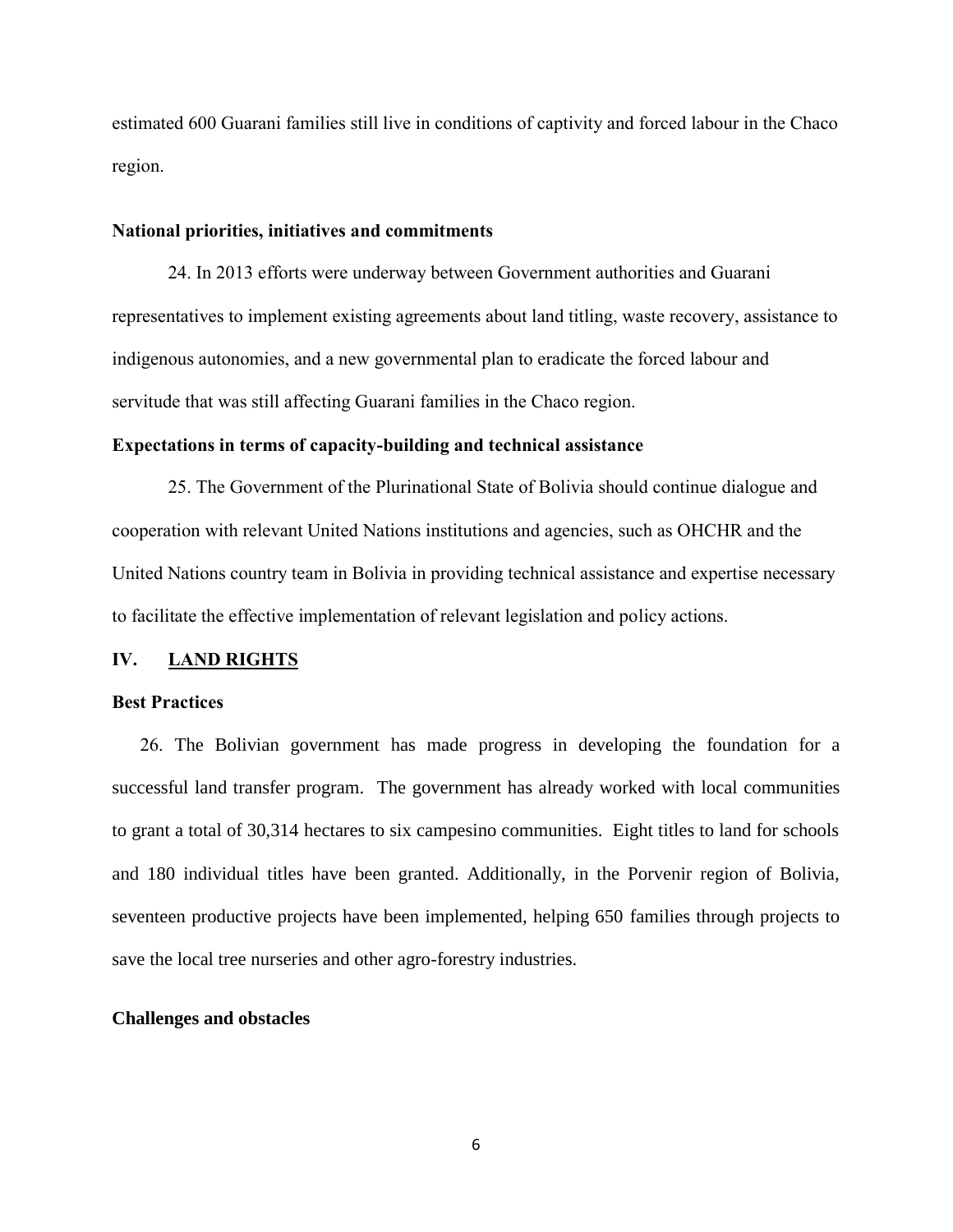estimated 600 Guarani families still live in conditions of captivity and forced labour in the Chaco region.

**National priorities, initiatives and commitments**

24. In 2013 efforts were underway between Government authorities and Guarani representatives to implement existing agreements about land titling, waste recovery, assistance to indigenous autonomies, and a new governmental plan to eradicate the forced labour and servitude that was still affecting Guarani families in the Chaco region.

**Expectations in terms of capacity-building and technical assistance**

25. The Government of the Plurinational State of Bolivia should continue dialogue and cooperation with relevant United Nations institutions and agencies, such as OHCHR and the United Nations country team in Bolivia in providing technical assistance and expertise necessary to facilitate the effective implementation of relevant legislation and policy actions.

## IV. LAND RIGHTS

**Best Practices**

26. The Bolivian government has made progress in developing the foundation for a successful land transfer program. The government has already worked with local communities to grant a total of 30,314 hectares to six campesino communities. Eight titles to land for schools and 180 individual titles have been granted. Additionally, in the Porvenir region of Bolivia, seventeen productive projects have been implemented, helping 650 families through projects to save the local tree nurseries and other agro-forestry industries.

**Challenges and obstacles**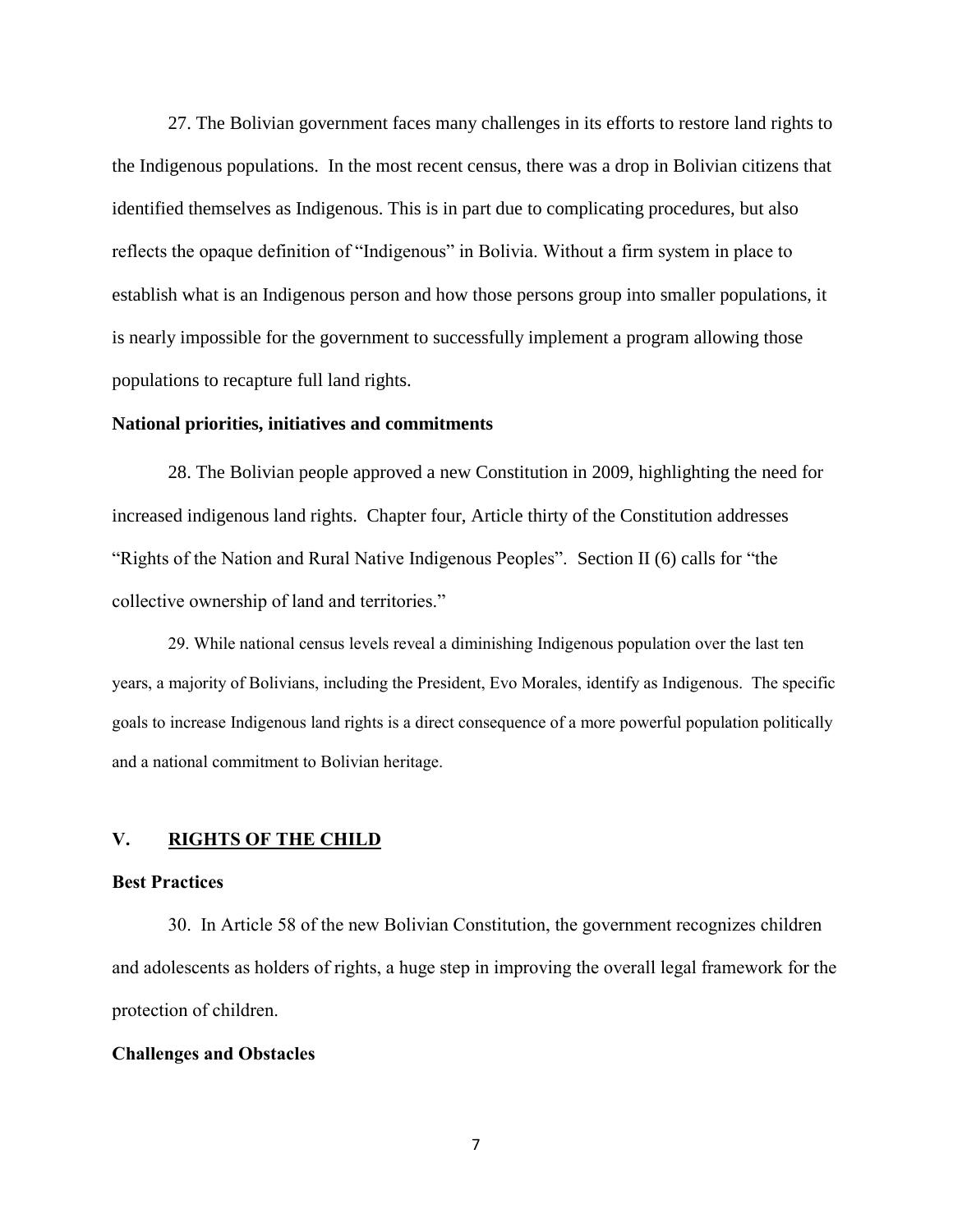27. The Bolivian government faces many challenges in its efforts to restore land rights to the Indigenous populations. In the most recent census, there was a drop in Bolivian citizens that identified themselves as Indigenous. This is in part due to complicating procedures, but also reflects the opaque definition of "Indigenous" in Bolivia. Without a firm system in place to establish what is an Indigenous person and how those persons group into smaller populations, it is nearly impossible for the government to successfully implement a program allowing those populations to recapture full land rights.

**National priorities, initiatives and commitments**

28. The Bolivian people approved a new Constitution in 2009, highlighting the need for increased indigenous land rights. Chapter four, Article thirty of the Constitution addresses "Rights of the Nation and Rural Native Indigenous Peoples". Section II (6) calls for "the collective ownership of land and territories."

29. While national census levels reveal a diminishing Indigenous population over the last ten years, a majority of Bolivians, including the President, Evo Morales, identify as Indigenous. The specific goals to increase Indigenous land rights is a direct consequence of a more powerful population politically and a national commitment to Bolivian heritage.

## V. <u>RIGHTS OF THE CHILD</u>

**Best Practices**

30. In Article 58 of the new Bolivian Constitution, the government recognizes children and adolescents as holders of rights, a huge step in improving the overall legal framework for the protection of children.

**Challenges and Obstacles**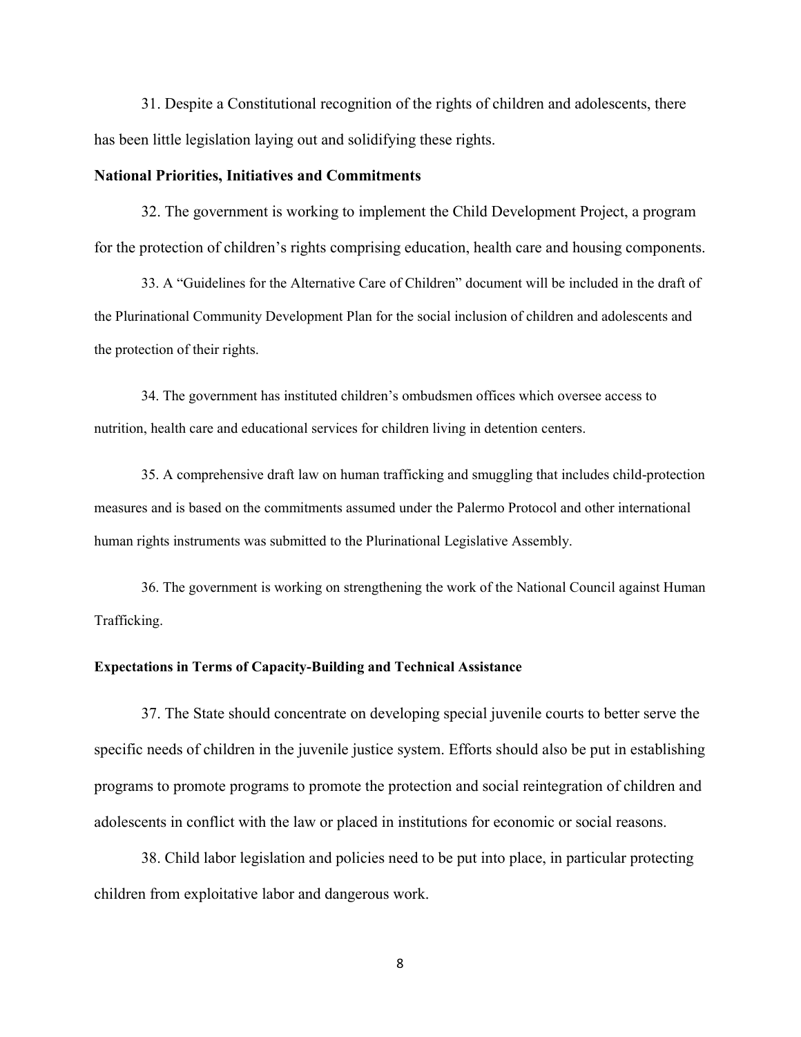31. Despite a Constitutional recognition of the rights of children and adolescents, there has been little legislation laying out and solidifying these rights.

**National Priorities, Initiatives and Commitments**

32. The government is working to implement the Child Development Project, a program for the protection of children's rights comprising education, health care and housing components.

33. A "Guidelines for the Alternative Care of Children" document will be included in the draft of the Plurinational Community Development Plan for the social inclusion of children and adolescents and the protection of their rights.

34. The government has instituted children's ombudsmen offices which oversee access to nutrition, health care and educational services for children living in detention centers.

35. A comprehensive draft law on human trafficking and smuggling that includes child-protection measures and is based on the commitments assumed under the Palermo Protocol and other international human rights instruments was submitted to the Plurinational Legislative Assembly.

36. The government is working on strengthening the work of the National Council against Human Trafficking.

**Expectations in Terms of Capacity-Building and Technical Assistance**

37. The State should concentrate on developing special juvenile courts to better serve the specific needs of children in the juvenile justice system. Efforts should also be put in establishing programs to promote programs to promote the protection and social reintegration of children and adolescents in conflict with the law or placed in institutions for economic or social reasons.

38. Child labor legislation and policies need to be put into place, in particular protecting children from exploitative labor and dangerous work.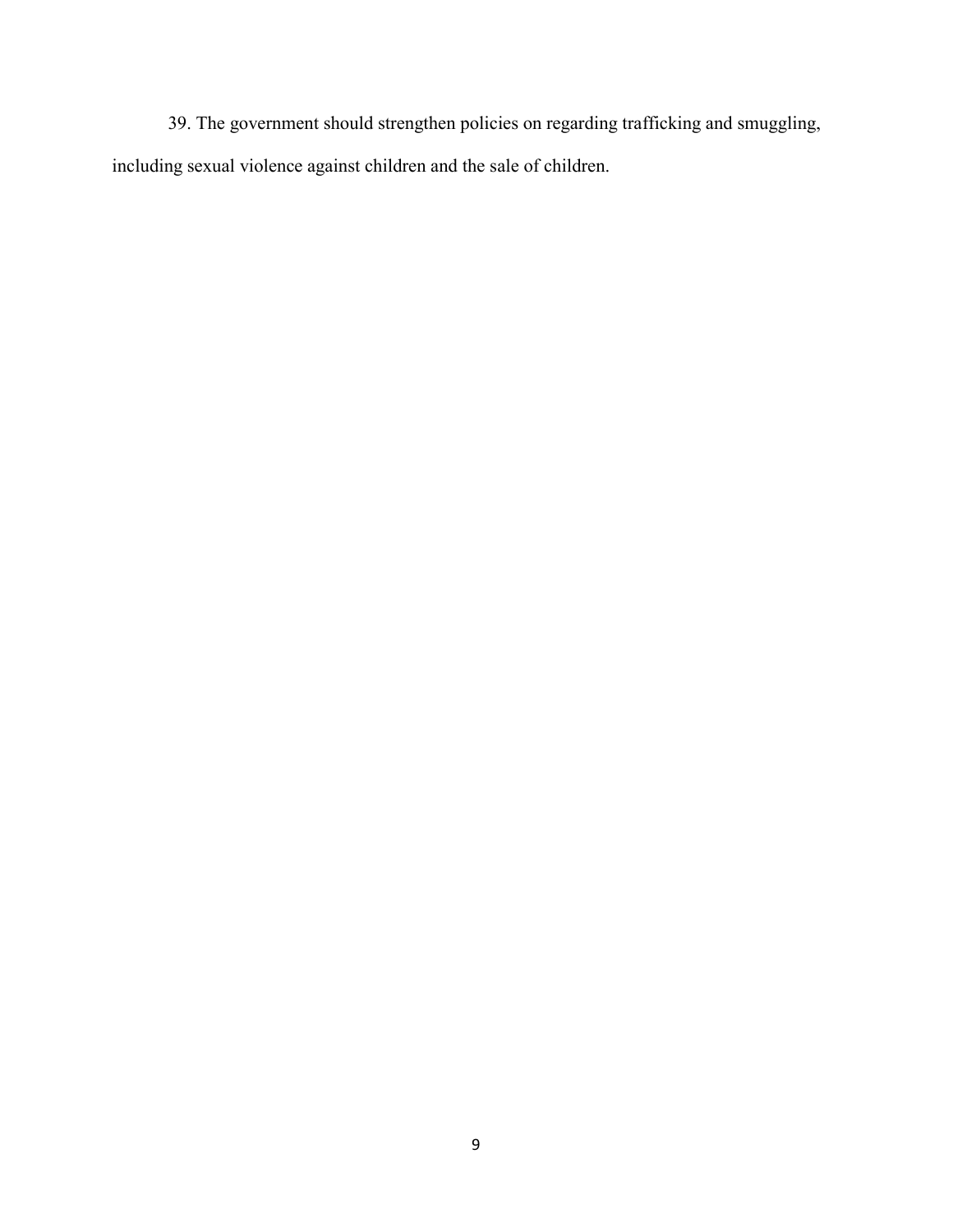39. The government should strengthen policies on regarding trafficking and smuggling, including sexual violence against children and the sale of children.